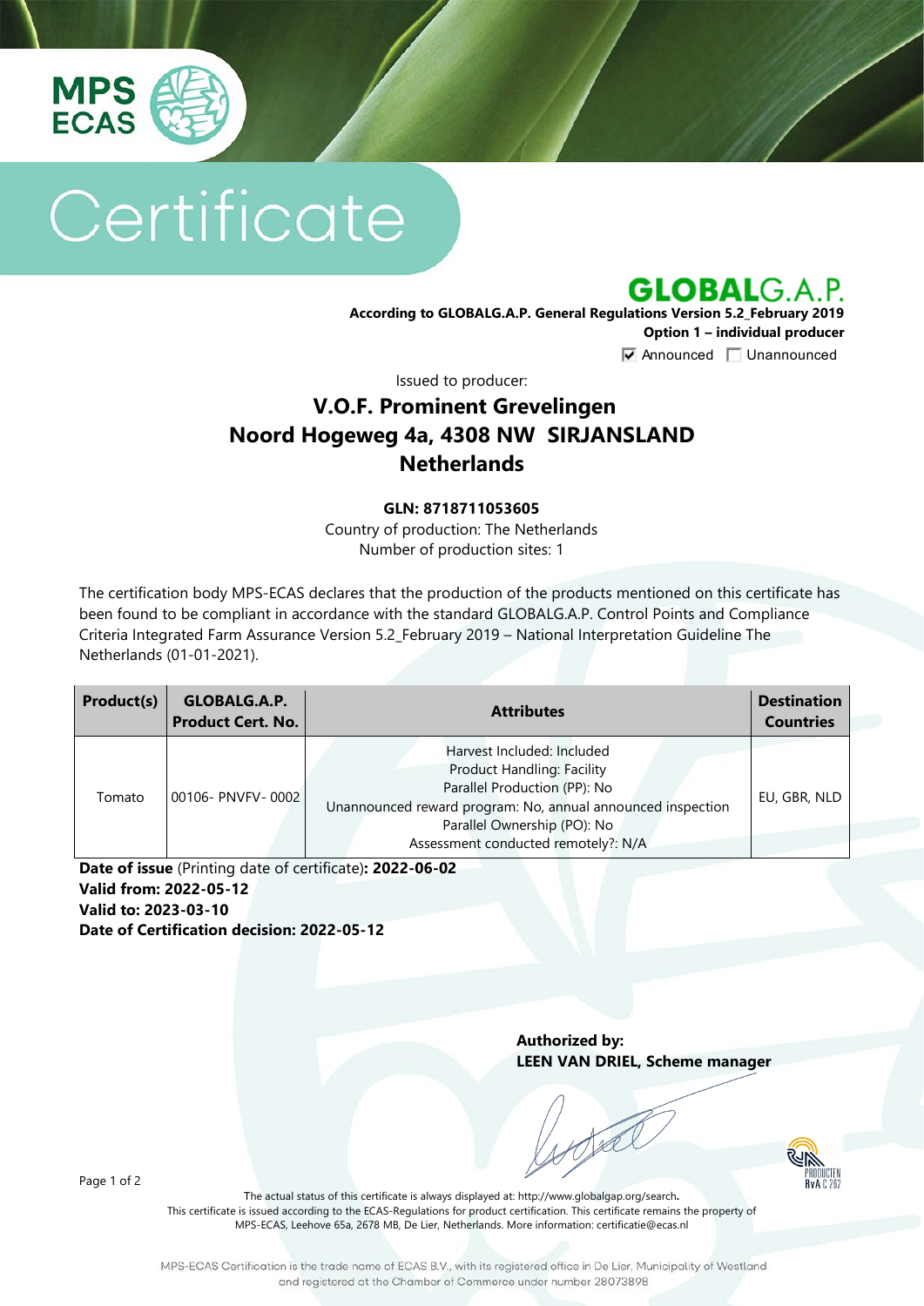# Certificate

**GLOBALG.A.P.**

**According to GLOBALG.A.P. General Regulations Version 5.2_February 2019**
**Option 1 – individual producer**

☑ Announced ☐ Unannounced

Issued to producer:

## V.O.F. Prominent Grevelingen
## Noord Hogeweg 4a, 4308 NW SIRJANSLAND
## Netherlands

**GLN: 8718711053605**
Country of production: The Netherlands
Number of production sites: 1

The certification body MPS-ECAS declares that the production of the products mentioned on this certificate has been found to be compliant in accordance with the standard GLOBALG.A.P. Control Points and Compliance Criteria Integrated Farm Assurance Version 5.2_February 2019 – National Interpretation Guideline The Netherlands (01-01-2021).

| Product(s) | GLOBALG.A.P. Product Cert. No. | Attributes | Destination Countries |
|---|---|---|---|
| Tomato | 00106- PNVFV- 0002 | Harvest Included: Included<br>Product Handling: Facility<br>Parallel Production (PP): No<br>Unannounced reward program: No, annual announced inspection<br>Parallel Ownership (PO): No<br>Assessment conducted remotely?: N/A | EU, GBR, NLD |

**Date of issue** (Printing date of certificate)**: 2022-06-02**
**Valid from: 2022-05-12**
**Valid to: 2023-03-10**
**Date of Certification decision: 2022-05-12**

**Authorized by:**
**LEEN VAN DRIEL, Scheme manager**

The actual status of this certificate is always displayed at: http://www.globalgap.org/search.
This certificate is issued according to the ECAS-Regulations for product certification. This certificate remains the property of MPS-ECAS, Leehove 65a, 2678 MB, De Lier, Netherlands. More information: certificatie@ecas.nl

MPS-ECAS Certification is the trade name of ECAS B.V., with its registered office in De Lier, Municipality of Westland and registered at the Chamber of Commerce under number 28073898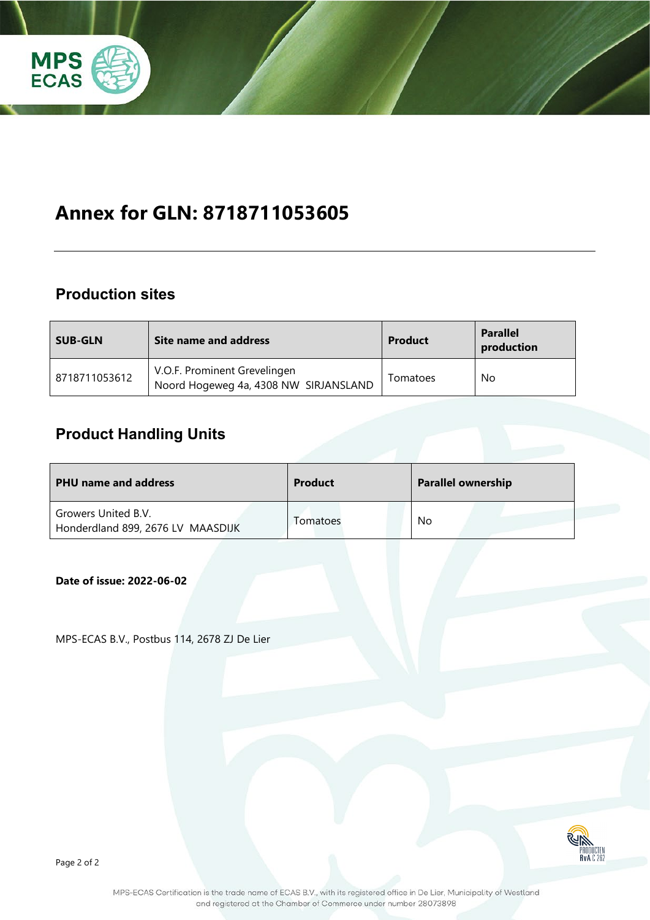# Annex for GLN: 8718711053605

## Production sites

| SUB-GLN | Site name and address | Product | Parallel production |
|---|---|---|---|
| 8718711053612 | V.O.F. Prominent Grevelingen<br>Noord Hogeweg 4a, 4308 NW SIRJANSLAND | Tomatoes | No |

## Product Handling Units

| PHU name and address | Product | Parallel ownership |
|---|---|---|
| Growers United B.V.<br>Honderdland 899, 2676 LV MAASDIJK | Tomatoes | No |

**Date of issue: 2022-06-02**

MPS-ECAS B.V., Postbus 114, 2678 ZJ De Lier

MPS-ECAS Certification is the trade name of ECAS B.V., with its registered office in De Lier, Municipality of Westland and registered at the Chamber of Commerce under number 28073898